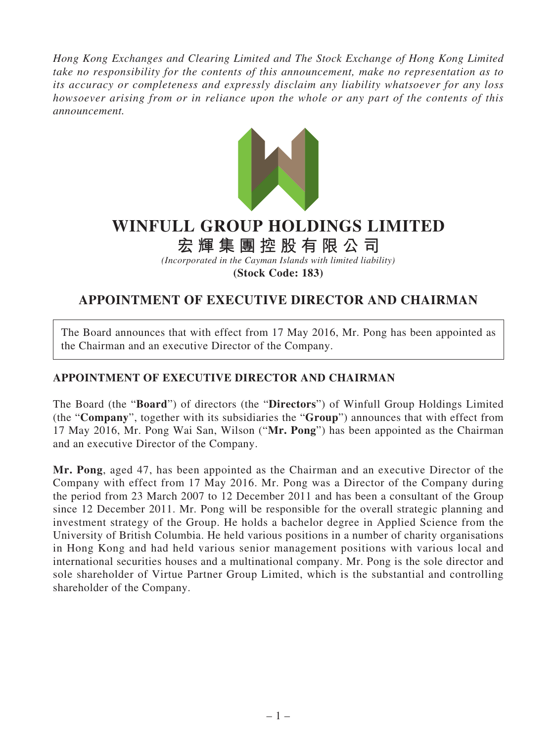*Hong Kong Exchanges and Clearing Limited and The Stock Exchange of Hong Kong Limited take no responsibility for the contents of this announcement, make no representation as to its accuracy or completeness and expressly disclaim any liability whatsoever for any loss howsoever arising from or in reliance upon the whole or any part of the contents of this announcement.*

# WINFULL GROUP HOLDINGS LIMITED

# 宏輝集團控股有限公司

*(Incorporated in the Cayman Islands with limited liability)*

**(Stock Code: 183)**

## APPOINTMENT OF EXECUTIVE DIRECTOR AND CHAIRMAN

The Board announces that with effect from 17 May 2016, Mr. Pong has been appointed as the Chairman and an executive Director of the Company.

### APPOINTMENT OF EXECUTIVE DIRECTOR AND CHAIRMAN

The Board (the "**Board**") of directors (the "**Directors**") of Winfull Group Holdings Limited (the "**Company**", together with its subsidiaries the "**Group**") announces that with effect from 17 May 2016, Mr. Pong Wai San, Wilson ("**Mr. Pong**") has been appointed as the Chairman and an executive Director of the Company.

**Mr. Pong**, aged 47, has been appointed as the Chairman and an executive Director of the Company with effect from 17 May 2016. Mr. Pong was a Director of the Company during the period from 23 March 2007 to 12 December 2011 and has been a consultant of the Group since 12 December 2011. Mr. Pong will be responsible for the overall strategic planning and investment strategy of the Group. He holds a bachelor degree in Applied Science from the University of British Columbia. He held various positions in a number of charity organisations in Hong Kong and had held various senior management positions with various local and international securities houses and a multinational company. Mr. Pong is the sole director and sole shareholder of Virtue Partner Group Limited, which is the substantial and controlling shareholder of the Company.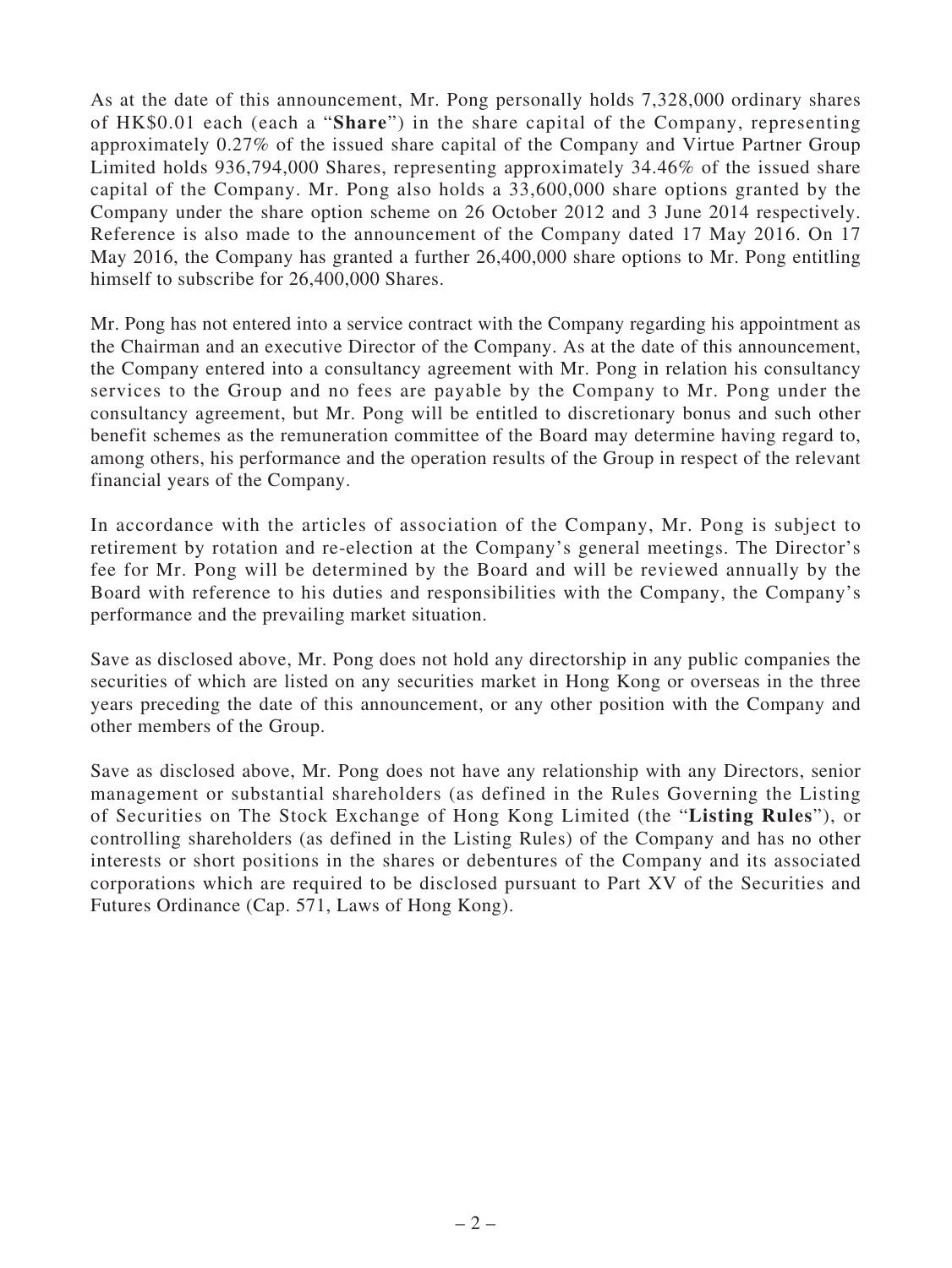As at the date of this announcement, Mr. Pong personally holds 7,328,000 ordinary shares of HK$0.01 each (each a "**Share**") in the share capital of the Company, representing approximately 0.27% of the issued share capital of the Company and Virtue Partner Group Limited holds 936,794,000 Shares, representing approximately 34.46% of the issued share capital of the Company. Mr. Pong also holds a 33,600,000 share options granted by the Company under the share option scheme on 26 October 2012 and 3 June 2014 respectively. Reference is also made to the announcement of the Company dated 17 May 2016. On 17 May 2016, the Company has granted a further 26,400,000 share options to Mr. Pong entitling himself to subscribe for 26,400,000 Shares.

Mr. Pong has not entered into a service contract with the Company regarding his appointment as the Chairman and an executive Director of the Company. As at the date of this announcement, the Company entered into a consultancy agreement with Mr. Pong in relation his consultancy services to the Group and no fees are payable by the Company to Mr. Pong under the consultancy agreement, but Mr. Pong will be entitled to discretionary bonus and such other benefit schemes as the remuneration committee of the Board may determine having regard to, among others, his performance and the operation results of the Group in respect of the relevant financial years of the Company.

In accordance with the articles of association of the Company, Mr. Pong is subject to retirement by rotation and re-election at the Company's general meetings. The Director's fee for Mr. Pong will be determined by the Board and will be reviewed annually by the Board with reference to his duties and responsibilities with the Company, the Company's performance and the prevailing market situation.

Save as disclosed above, Mr. Pong does not hold any directorship in any public companies the securities of which are listed on any securities market in Hong Kong or overseas in the three years preceding the date of this announcement, or any other position with the Company and other members of the Group.

Save as disclosed above, Mr. Pong does not have any relationship with any Directors, senior management or substantial shareholders (as defined in the Rules Governing the Listing of Securities on The Stock Exchange of Hong Kong Limited (the "**Listing Rules**"), or controlling shareholders (as defined in the Listing Rules) of the Company and has no other interests or short positions in the shares or debentures of the Company and its associated corporations which are required to be disclosed pursuant to Part XV of the Securities and Futures Ordinance (Cap. 571, Laws of Hong Kong).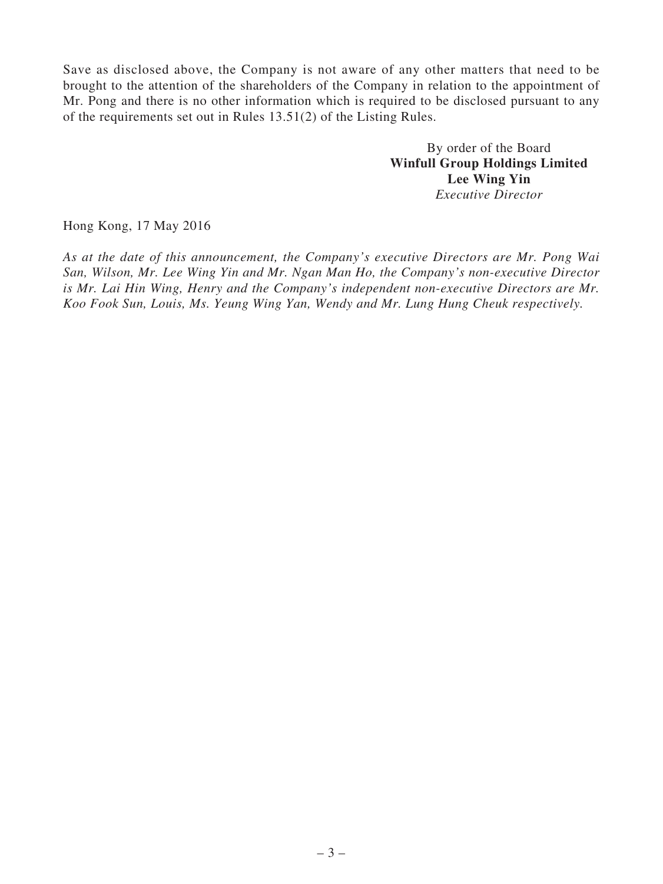Save as disclosed above, the Company is not aware of any other matters that need to be brought to the attention of the shareholders of the Company in relation to the appointment of Mr. Pong and there is no other information which is required to be disclosed pursuant to any of the requirements set out in Rules 13.51(2) of the Listing Rules.

By order of the Board
**Winfull Group Holdings Limited**
**Lee Wing Yin**
*Executive Director*

Hong Kong, 17 May 2016

*As at the date of this announcement, the Company's executive Directors are Mr. Pong Wai San, Wilson, Mr. Lee Wing Yin and Mr. Ngan Man Ho, the Company's non-executive Director is Mr. Lai Hin Wing, Henry and the Company's independent non-executive Directors are Mr. Koo Fook Sun, Louis, Ms. Yeung Wing Yan, Wendy and Mr. Lung Hung Cheuk respectively.*